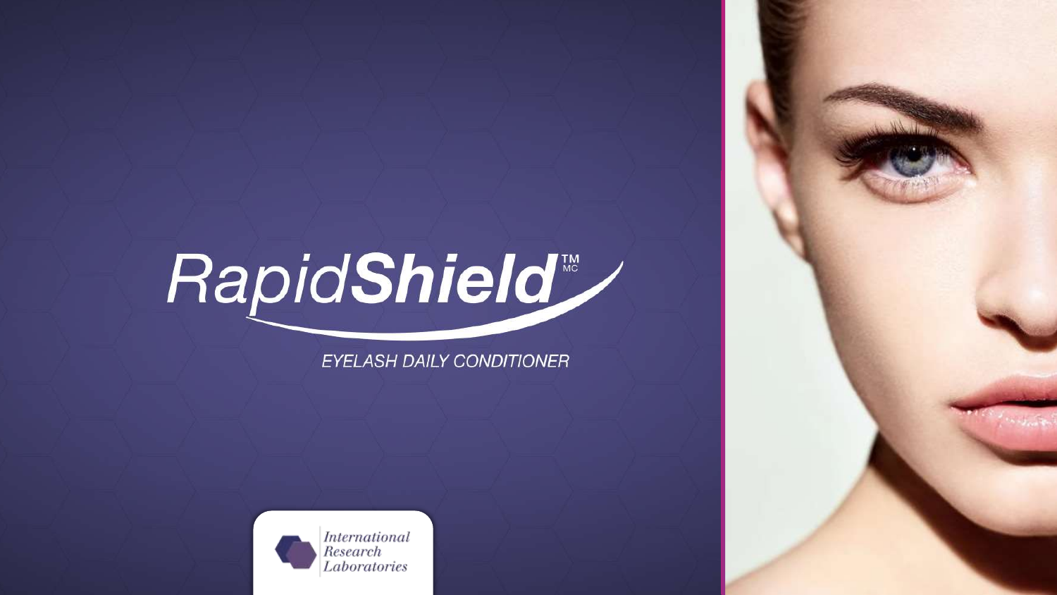# RapidShield™ MC

EYELASH DAILY CONDITIONER

*International Research Laboratories*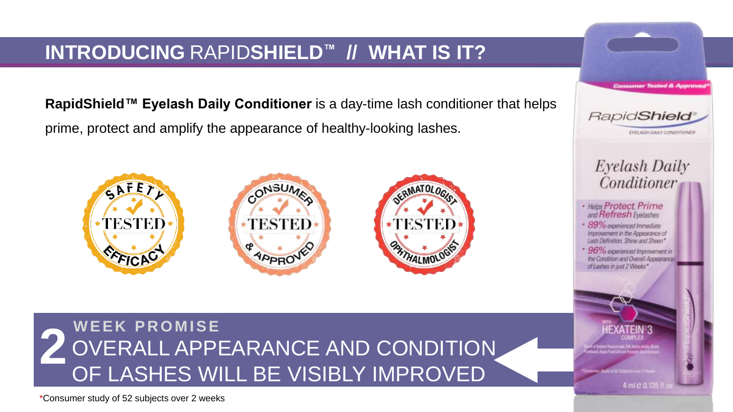# INTRODUCING RAPID**SHIELD**™ // WHAT IS IT?

**RapidShield™ Eyelash Daily Conditioner** is a day-time lash conditioner that helps prime, protect and amplify the appearance of healthy-looking lashes.

SAFETY TESTED EFFICACY

CONSUMER TESTED & APPROVED

DERMATOLOGIST TESTED OPHTHALMOLOGIST

**2 WEEK PROMISE**

OVERALL APPEARANCE AND CONDITION OF LASHES WILL BE VISIBLY IMPROVED

Consumer Tested & Approved*

RapidShield
EYELASH DAILY CONDITIONER

Eyelash Daily Conditioner

- Helps Protect, Prime and Refresh Eyelashes
- 89% experienced Immediate Improvement in the Appearance of Lash Definition, Shine and Sheen*
- 96% experienced Improvement in the Condition and Overall Appearance of Lashes in just 2 Weeks*

WITH HEXATEIN®3 COMPLEX

4 ml e 0.135 fl oz

*Consumer study of 52 subjects over 2 weeks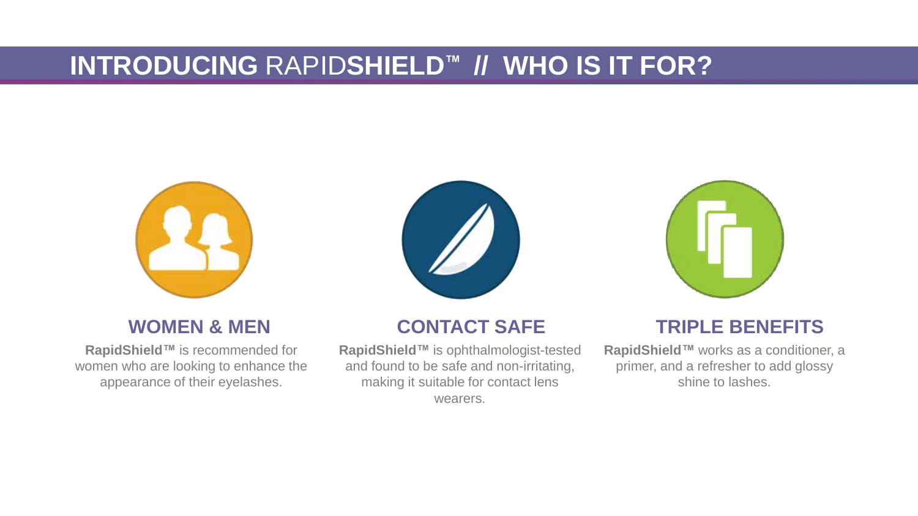# INTRODUCING RAPIDSHIELD™ // WHO IS IT FOR?

## WOMEN & MEN

**RapidShield™** is recommended for women who are looking to enhance the appearance of their eyelashes.

## CONTACT SAFE

**RapidShield™** is ophthalmologist-tested and found to be safe and non-irritating, making it suitable for contact lens wearers.

## TRIPLE BENEFITS

**RapidShield™** works as a conditioner, a primer, and a refresher to add glossy shine to lashes.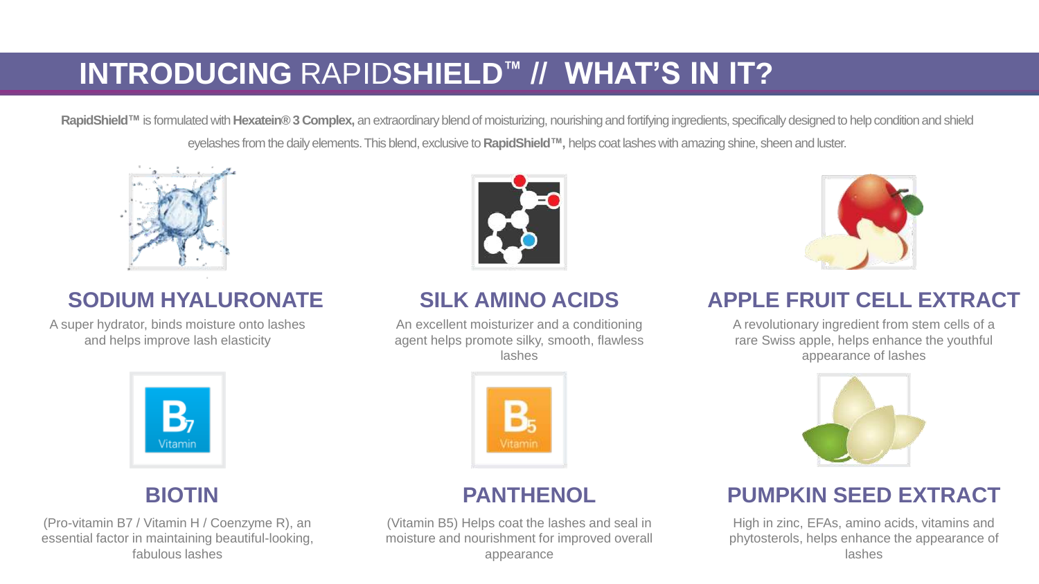# INTRODUCING RAPIDSHIELD™ // WHAT'S IN IT?

**RapidShield™** is formulated with **Hexatein® 3 Complex,** an extraordinary blend of moisturizing, nourishing and fortifying ingredients, specifically designed to help condition and shield eyelashes from the daily elements. This blend, exclusive to **RapidShield™,** helps coat lashes with amazing shine, sheen and luster.

## SODIUM HYALURONATE

A super hydrator, binds moisture onto lashes and helps improve lash elasticity

## SILK AMINO ACIDS

An excellent moisturizer and a conditioning agent helps promote silky, smooth, flawless lashes

## APPLE FRUIT CELL EXTRACT

A revolutionary ingredient from stem cells of a rare Swiss apple, helps enhance the youthful appearance of lashes

## BIOTIN

(Pro-vitamin B7 / Vitamin H / Coenzyme R), an essential factor in maintaining beautiful-looking, fabulous lashes

## PANTHENOL

(Vitamin B5) Helps coat the lashes and seal in moisture and nourishment for improved overall appearance

## PUMPKIN SEED EXTRACT

High in zinc, EFAs, amino acids, vitamins and phytosterols, helps enhance the appearance of lashes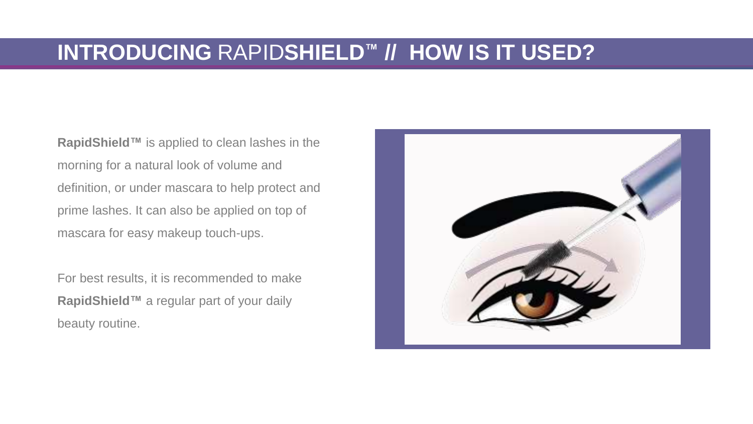# **INTRODUCING** RAPID**SHIELD**™ **// HOW IS IT USED?**

**RapidShield™** is applied to clean lashes in the morning for a natural look of volume and definition, or under mascara to help protect and prime lashes. It can also be applied on top of mascara for easy makeup touch-ups.

For best results, it is recommended to make **RapidShield™** a regular part of your daily beauty routine.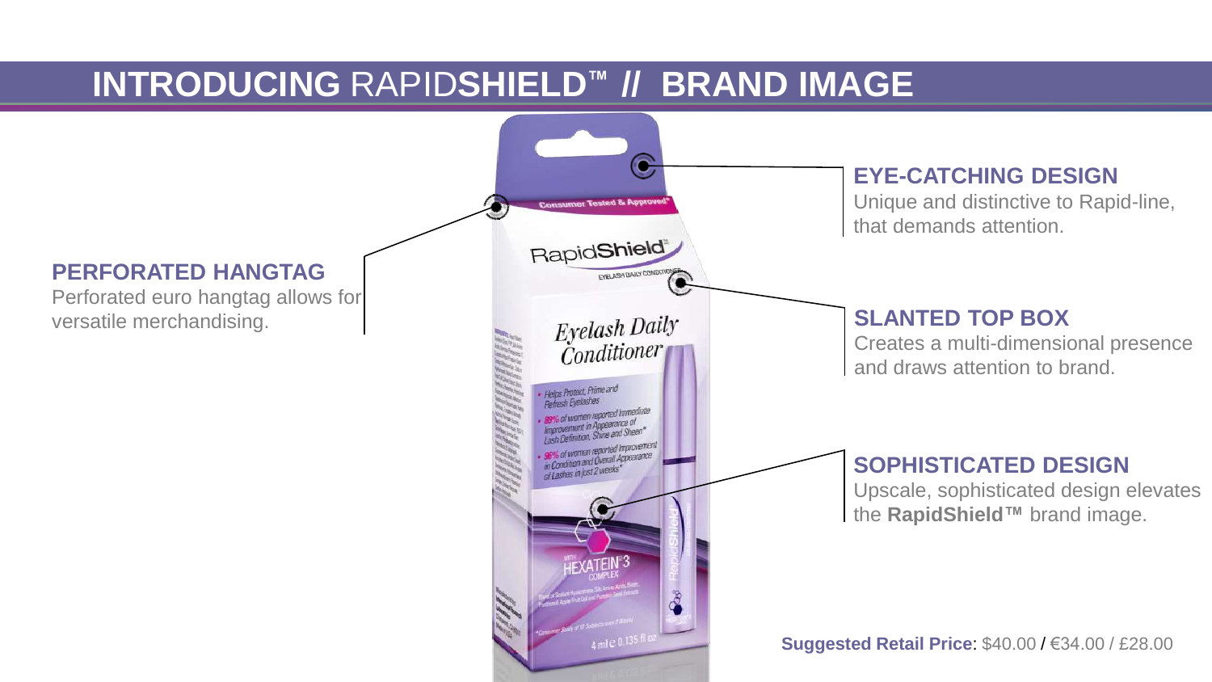# INTRODUCING RAPIDSHIELD™ // BRAND IMAGE

**PERFORATED HANGTAG**
Perforated euro hangtag allows for versatile merchandising.

**EYE-CATCHING DESIGN**
Unique and distinctive to Rapid-line, that demands attention.

**SLANTED TOP BOX**
Creates a multi-dimensional presence and draws attention to brand.

**SOPHISTICATED DESIGN**
Upscale, sophisticated design elevates the **RapidShield™** brand image.

**Suggested Retail Price:** $40.00 / €34.00 / £28.00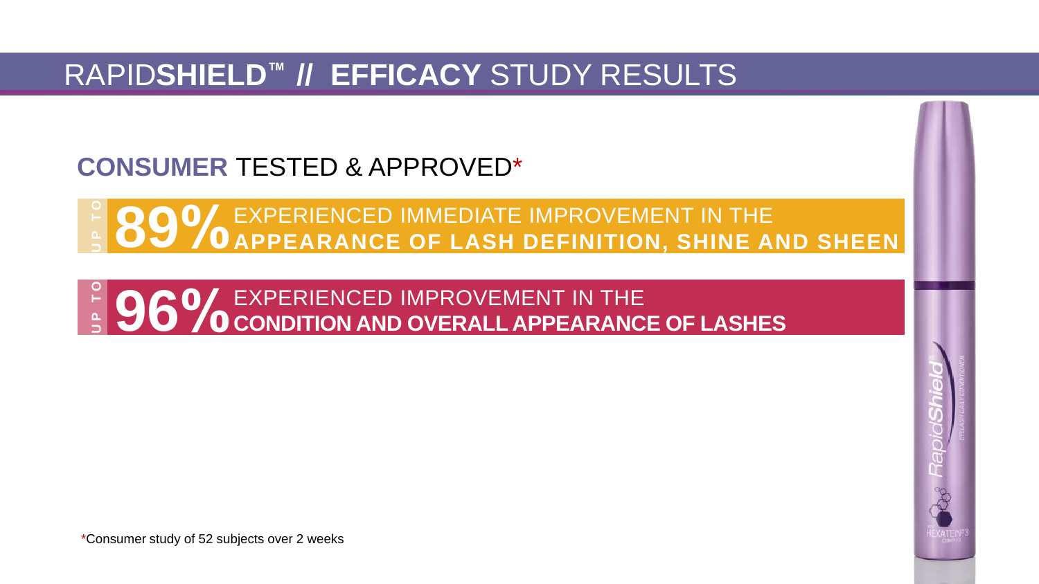# RAPID**SHIELD™ // EFFICACY** STUDY RESULTS

## **CONSUMER** TESTED & APPROVED*

UP TO **89%** EXPERIENCED IMMEDIATE IMPROVEMENT IN THE **APPEARANCE OF LASH DEFINITION, SHINE AND SHEEN**

UP TO **96%** EXPERIENCED IMPROVEMENT IN THE **CONDITION AND OVERALL APPEARANCE OF LASHES**

*Consumer study of 52 subjects over 2 weeks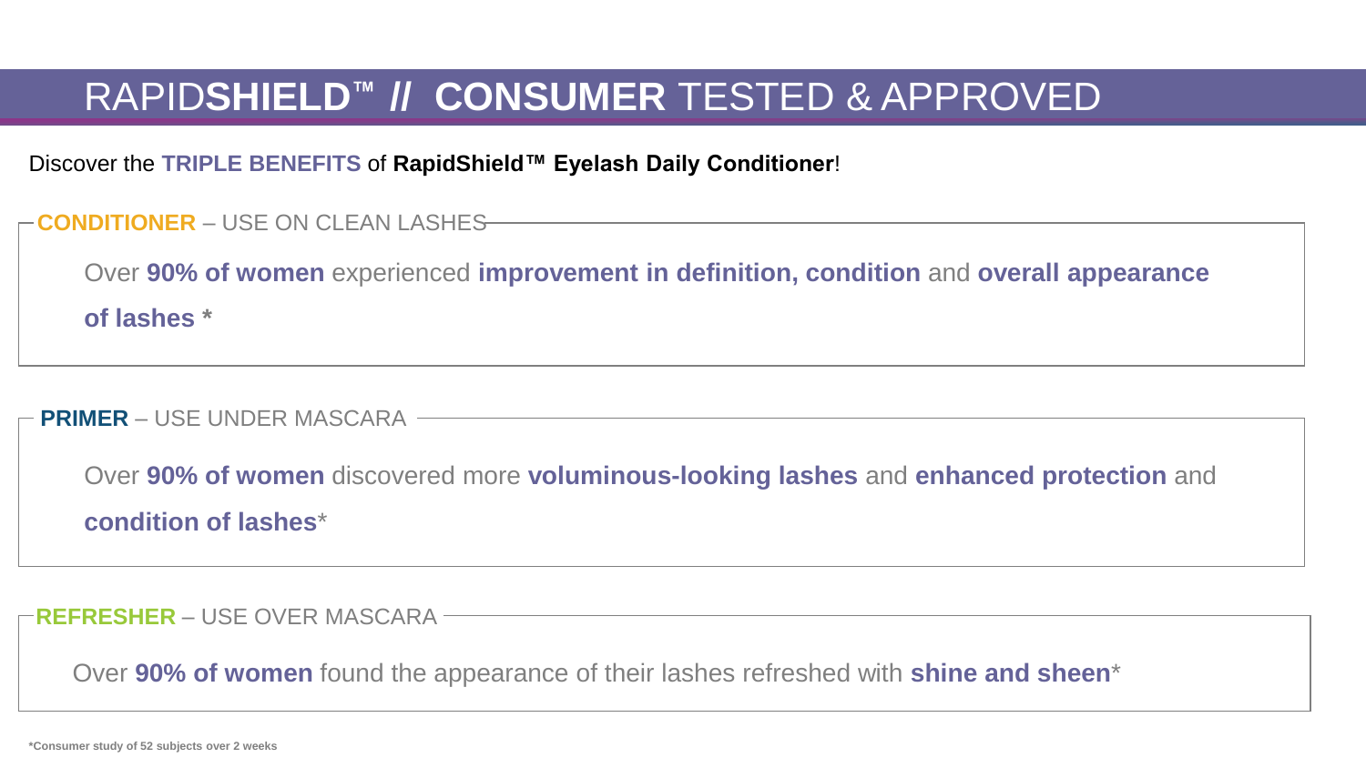# RAPID**SHIELD**™ **//** **CONSUMER** TESTED & APPROVED

Discover the **TRIPLE BENEFITS** of **RapidShield™ Eyelash Daily Conditioner**!

## **CONDITIONER** – USE ON CLEAN LASHES

Over **90% of women** experienced **improvement in definition, condition** and **overall appearance of lashes** *****

## **PRIMER** – USE UNDER MASCARA

Over **90% of women** discovered more **voluminous-looking lashes** and **enhanced protection** and **condition of lashes***

## **REFRESHER** – USE OVER MASCARA

Over **90% of women** found the appearance of their lashes refreshed with **shine and sheen***

***Consumer study of 52 subjects over 2 weeks**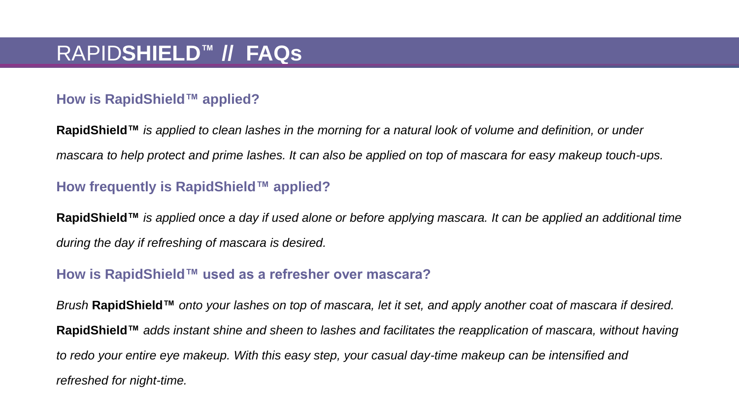# RAPID**SHIELD**™ // **FAQs**

### How is RapidShield™ applied?

**RapidShield™** *is applied to clean lashes in the morning for a natural look of volume and definition, or under mascara to help protect and prime lashes. It can also be applied on top of mascara for easy makeup touch-ups.*

### How frequently is RapidShield™ applied?

**RapidShield™** *is applied once a day if used alone or before applying mascara. It can be applied an additional time during the day if refreshing of mascara is desired.*

### How is RapidShield™ used as a refresher over mascara?

*Brush* **RapidShield™** *onto your lashes on top of mascara, let it set, and apply another coat of mascara if desired.* **RapidShield™** *adds instant shine and sheen to lashes and facilitates the reapplication of mascara, without having to redo your entire eye makeup. With this easy step, your casual day-time makeup can be intensified and refreshed for night-time.*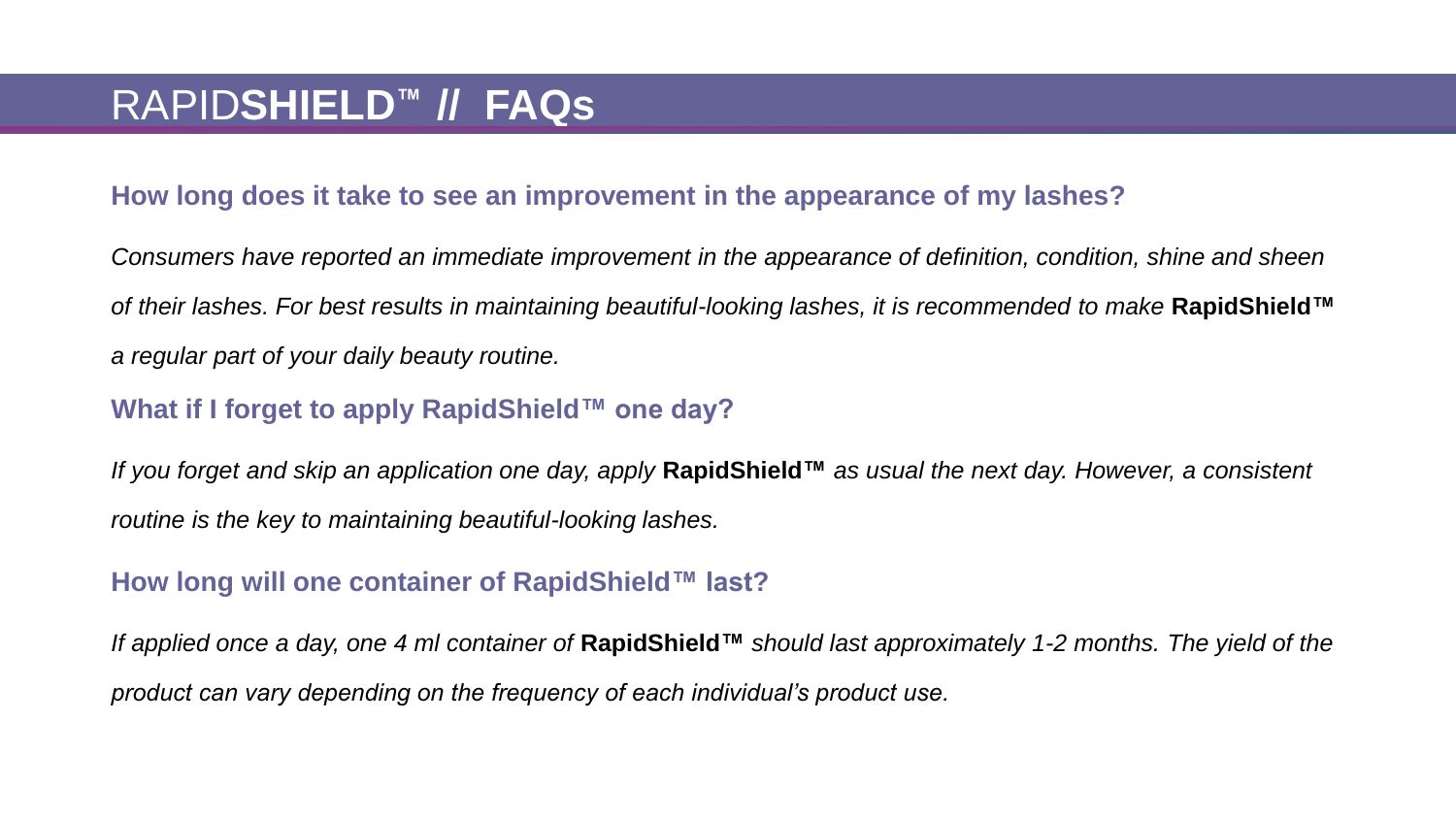# RAPID**SHIELD**™ // **FAQs**

### How long does it take to see an improvement in the appearance of my lashes?

*Consumers have reported an immediate improvement in the appearance of definition, condition, shine and sheen of their lashes. For best results in maintaining beautiful-looking lashes, it is recommended to make* **RapidShield™** *a regular part of your daily beauty routine.*

### What if I forget to apply RapidShield™ one day?

*If you forget and skip an application one day, apply* **RapidShield™** *as usual the next day. However, a consistent routine is the key to maintaining beautiful-looking lashes.*

### How long will one container of RapidShield™ last?

*If applied once a day, one 4 ml container of* **RapidShield™** *should last approximately 1-2 months. The yield of the product can vary depending on the frequency of each individual's product use.*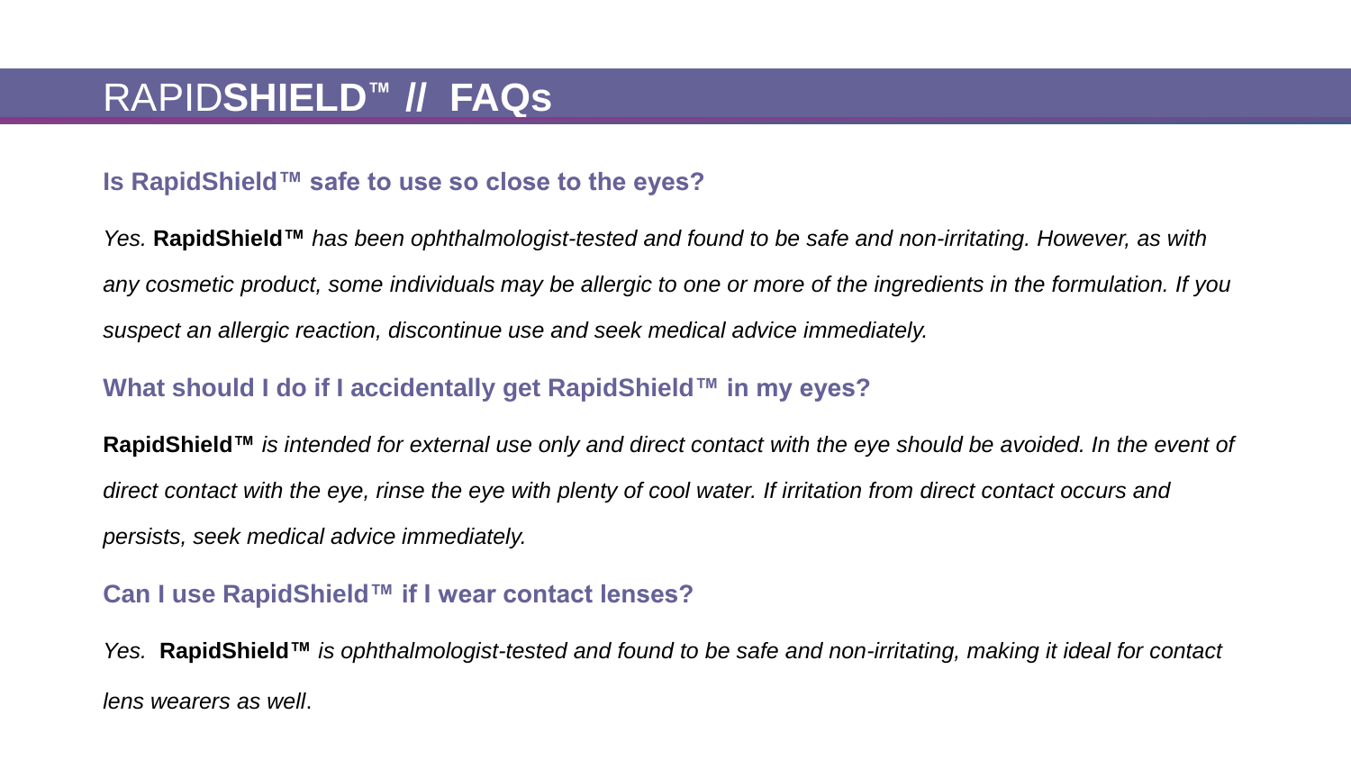# RAPID**SHIELD**™ // **FAQs**

### Is RapidShield™ safe to use so close to the eyes?

*Yes.* **RapidShield™** *has been ophthalmologist-tested and found to be safe and non-irritating. However, as with any cosmetic product, some individuals may be allergic to one or more of the ingredients in the formulation. If you suspect an allergic reaction, discontinue use and seek medical advice immediately.*

### What should I do if I accidentally get RapidShield™ in my eyes?

**RapidShield™** *is intended for external use only and direct contact with the eye should be avoided. In the event of direct contact with the eye, rinse the eye with plenty of cool water. If irritation from direct contact occurs and persists, seek medical advice immediately.*

### Can I use RapidShield™ if I wear contact lenses?

*Yes.* **RapidShield™** *is ophthalmologist-tested and found to be safe and non-irritating, making it ideal for contact lens wearers as well*.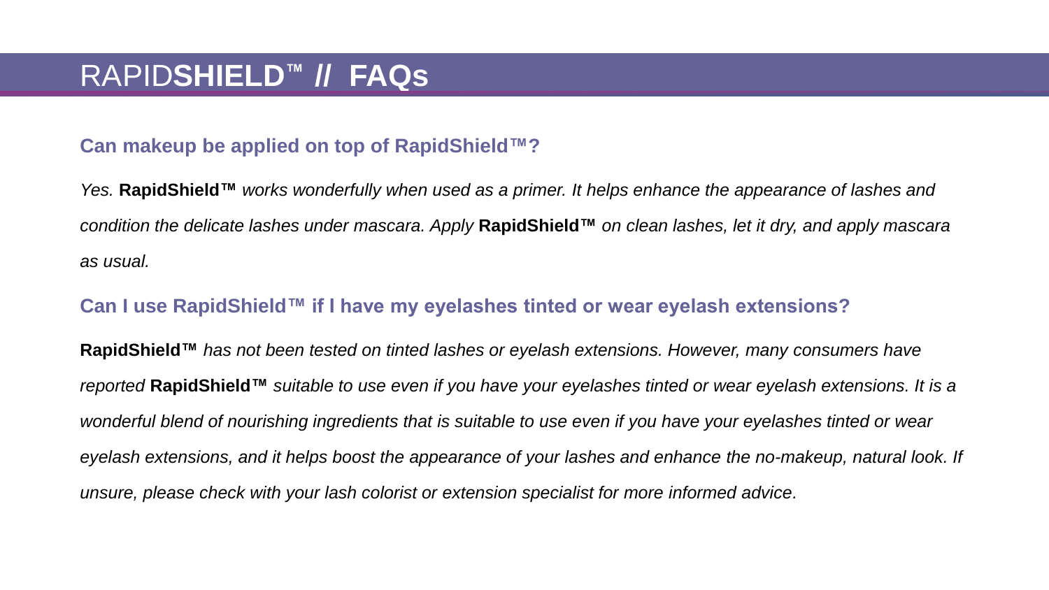# RAPID**SHIELD**™ // **FAQs**

### Can makeup be applied on top of RapidShield™?

*Yes.* **RapidShield™** *works wonderfully when used as a primer. It helps enhance the appearance of lashes and condition the delicate lashes under mascara. Apply* **RapidShield™** *on clean lashes, let it dry, and apply mascara as usual.*

### Can I use RapidShield™ if I have my eyelashes tinted or wear eyelash extensions?

**RapidShield™** *has not been tested on tinted lashes or eyelash extensions. However, many consumers have reported* **RapidShield™** *suitable to use even if you have your eyelashes tinted or wear eyelash extensions. It is a wonderful blend of nourishing ingredients that is suitable to use even if you have your eyelashes tinted or wear eyelash extensions, and it helps boost the appearance of your lashes and enhance the no-makeup, natural look. If unsure, please check with your lash colorist or extension specialist for more informed advice.*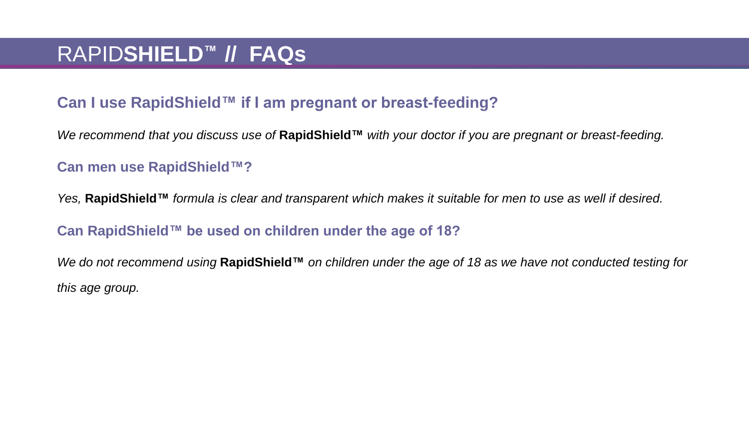# RAPID**SHIELD**™ // FAQs

## Can I use RapidShield™ if I am pregnant or breast-feeding?

*We recommend that you discuss use of* **RapidShield™** *with your doctor if you are pregnant or breast-feeding.*

## Can men use RapidShield™?

*Yes,* **RapidShield™** *formula is clear and transparent which makes it suitable for men to use as well if desired.*

## Can RapidShield™ be used on children under the age of 18?

*We do not recommend using* **RapidShield™** *on children under the age of 18 as we have not conducted testing for this age group.*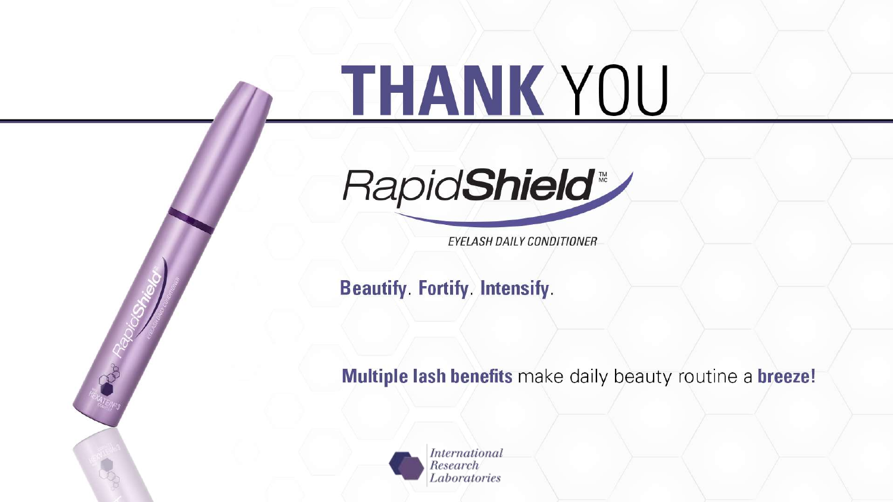# THANK YOU

RapidShield™ MC

EYELASH DAILY CONDITIONER

**Beautify**. **Fortify**. **Intensify**.

**Multiple lash benefits** make daily beauty routine a **breeze!**

International Research Laboratories